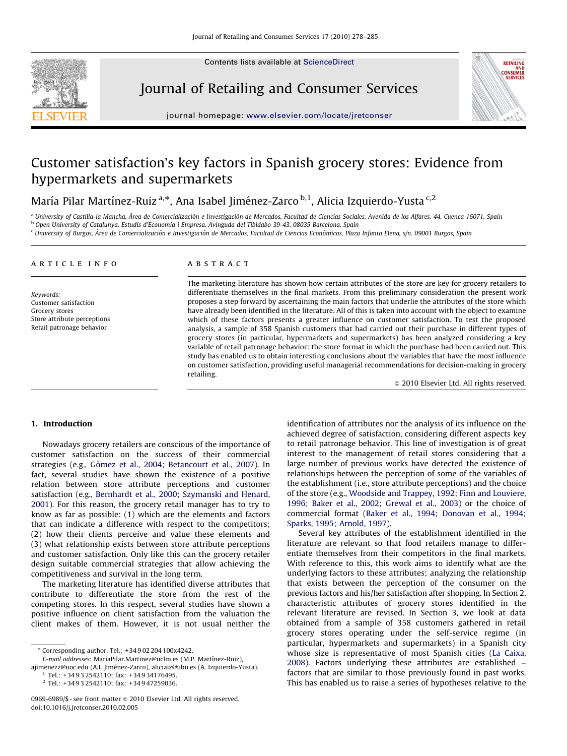Contents lists available at ScienceDirect

# Journal of Retailing and Consumer Services

journal homepage: www.elsevier.com/locate/jretconser

# Customer satisfaction's key factors in Spanish grocery stores: Evidence from hypermarkets and supermarkets

María Pilar Martínez-Ruiz [a,*], Ana Isabel Jiménez-Zarco [b,1], Alicia Izquierdo-Yusta [c,2]

[a] University of Castilla-la Mancha, Área de Comercialización e Investigación de Mercados, Facultad de Ciencias Sociales, Avenida de los Alfares, 44, Cuenca 16071, Spain
[b] Open University of Catalunya, Estudis d'Economia i Empresa, Avinguda del Tibidabo 39-43, 08035 Barcelona, Spain
[c] University of Burgos, Área de Comercialización e Investigación de Mercados, Facultad de Ciencias Económicas, Plaza Infanta Elena, s/n. 09001 Burgos, Spain

## ARTICLE INFO

*Keywords:*
Customer satisfaction
Grocery stores
Store attribute perceptions
Retail patronage behavior

## ABSTRACT

The marketing literature has shown how certain attributes of the store are key for grocery retailers to differentiate themselves in the final markets. From this preliminary consideration the present work proposes a step forward by ascertaining the main factors that underlie the attributes of the store which have already been identified in the literature. All of this is taken into account with the object to examine which of these factors presents a greater influence on customer satisfaction. To test the proposed analysis, a sample of 358 Spanish customers that had carried out their purchase in different types of grocery stores (in particular, hypermarkets and supermarkets) has been analyzed considering a key variable of retail patronage behavior: the store format in which the purchase had been carried out. This study has enabled us to obtain interesting conclusions about the variables that have the most influence on customer satisfaction, providing useful managerial recommendations for decision-making in grocery retailing.

© 2010 Elsevier Ltd. All rights reserved.

## 1. Introduction

Nowadays grocery retailers are conscious of the importance of customer satisfaction on the success of their commercial strategies (e.g., Gómez et al., 2004; Betancourt et al., 2007). In fact, several studies have shown the existence of a positive relation between store attribute perceptions and customer satisfaction (e.g., Bernhardt et al., 2000; Szymanski and Henard, 2001). For this reason, the grocery retail manager has to try to know as far as possible: (1) which are the elements and factors that can indicate a difference with respect to the competitors; (2) how their clients perceive and value these elements and (3) what relationship exists between store attribute perceptions and customer satisfaction. Only like this can the grocery retailer design suitable commercial strategies that allow achieving the competitiveness and survival in the long term.

The marketing literature has identified diverse attributes that contribute to differentiate the store from the rest of the competing stores. In this respect, several studies have shown a positive influence on client satisfaction from the valuation the client makes of them. However, it is not usual neither the identification of attributes nor the analysis of its influence on the achieved degree of satisfaction, considering different aspects key to retail patronage behavior. This line of investigation is of great interest to the management of retail stores considering that a large number of previous works have detected the existence of relationships between the perception of some of the variables of the establishment (i.e., store attribute perceptions) and the choice of the store (e.g., Woodside and Trappey, 1992; Finn and Louviere, 1996; Baker et al., 2002; Grewal et al., 2003) or the choice of commercial format (Baker et al., 1994; Donovan et al., 1994; Sparks, 1995; Arnold, 1997).

Several key attributes of the establishment identified in the literature are relevant so that food retailers manage to differentiate themselves from their competitors in the final markets. With reference to this, this work aims to identify what are the underlying factors to these attributes; analyzing the relationship that exists between the perception of the consumer on the previous factors and his/her satisfaction after shopping. In Section 2, characteristic attributes of grocery stores identified in the relevant literature are revised. In Section 3, we look at data obtained from a sample of 358 customers gathered in retail grocery stores operating under the self-service regime (in particular, hypermarkets and supermarkets) in a Spanish city whose size is representative of most Spanish cities (La Caixa, 2008). Factors underlying these attributes are established – factors that are similar to those previously found in past works. This has enabled us to raise a series of hypotheses relative to the

* Corresponding author. Tel.: +34 902 204 100x4242.
E-mail addresses: MariaPilar.Martinez@uclm.es (M.P. Martínez-Ruiz), ajimenezz@uoc.edu (A.I. Jiménez-Zarco), aliciaiz@ubu.es (A. Izquierdo-Yusta).
[1] Tel.: +34 93 2542110; fax: +34 934176495.
[2] Tel.: +34 93 2542110; fax: +34 947259036.

0969-6989/$ - see front matter © 2010 Elsevier Ltd. All rights reserved.
doi:10.1016/j.jretconser.2010.02.005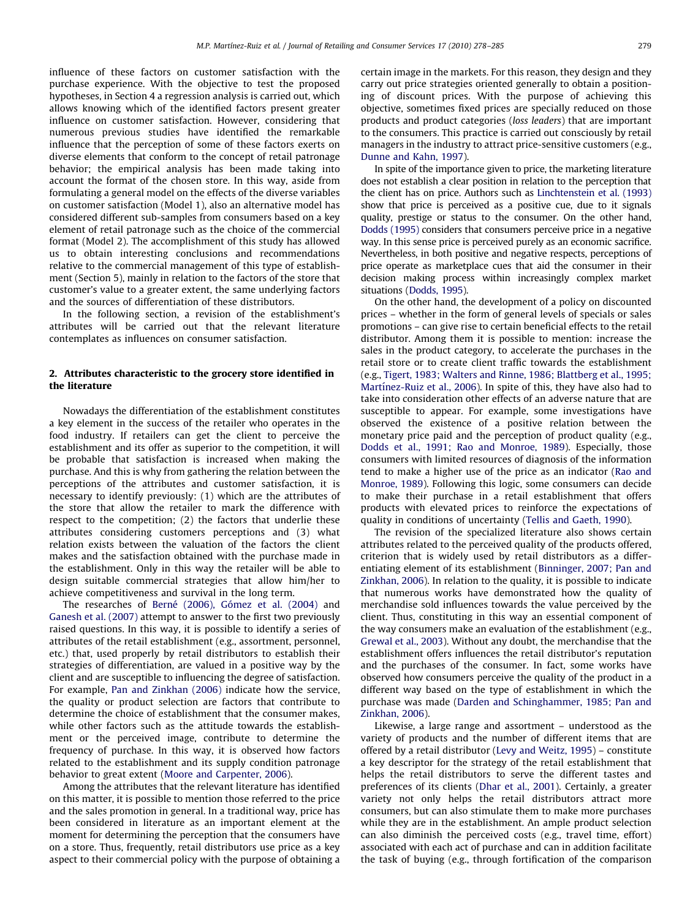influence of these factors on customer satisfaction with the purchase experience. With the objective to test the proposed hypotheses, in Section 4 a regression analysis is carried out, which allows knowing which of the identified factors present greater influence on customer satisfaction. However, considering that numerous previous studies have identified the remarkable influence that the perception of some of these factors exerts on diverse elements that conform to the concept of retail patronage behavior; the empirical analysis has been made taking into account the format of the chosen store. In this way, aside from formulating a general model on the effects of the diverse variables on customer satisfaction (Model 1), also an alternative model has considered different sub-samples from consumers based on a key element of retail patronage such as the choice of the commercial format (Model 2). The accomplishment of this study has allowed us to obtain interesting conclusions and recommendations relative to the commercial management of this type of establishment (Section 5), mainly in relation to the factors of the store that customer's value to a greater extent, the same underlying factors and the sources of differentiation of these distributors.

In the following section, a revision of the establishment's attributes will be carried out that the relevant literature contemplates as influences on consumer satisfaction.

## 2. Attributes characteristic to the grocery store identified in the literature

Nowadays the differentiation of the establishment constitutes a key element in the success of the retailer who operates in the food industry. If retailers can get the client to perceive the establishment and its offer as superior to the competition, it will be probable that satisfaction is increased when making the purchase. And this is why from gathering the relation between the perceptions of the attributes and customer satisfaction, it is necessary to identify previously: (1) which are the attributes of the store that allow the retailer to mark the difference with respect to the competition; (2) the factors that underlie these attributes considering customers perceptions and (3) what relation exists between the valuation of the factors the client makes and the satisfaction obtained with the purchase made in the establishment. Only in this way the retailer will be able to design suitable commercial strategies that allow him/her to achieve competitiveness and survival in the long term.

The researches of Berné (2006), Gómez et al. (2004) and Ganesh et al. (2007) attempt to answer to the first two previously raised questions. In this way, it is possible to identify a series of attributes of the retail establishment (e.g., assortment, personnel, etc.) that, used properly by retail distributors to establish their strategies of differentiation, are valued in a positive way by the client and are susceptible to influencing the degree of satisfaction. For example, Pan and Zinkhan (2006) indicate how the service, the quality or product selection are factors that contribute to determine the choice of establishment that the consumer makes, while other factors such as the attitude towards the establishment or the perceived image, contribute to determine the frequency of purchase. In this way, it is observed how factors related to the establishment and its supply condition patronage behavior to great extent (Moore and Carpenter, 2006).

Among the attributes that the relevant literature has identified on this matter, it is possible to mention those referred to the price and the sales promotion in general. In a traditional way, price has been considered in literature as an important element at the moment for determining the perception that the consumers have on a store. Thus, frequently, retail distributors use price as a key aspect to their commercial policy with the purpose of obtaining a certain image in the markets. For this reason, they design and they carry out price strategies oriented generally to obtain a positioning of discount prices. With the purpose of achieving this objective, sometimes fixed prices are specially reduced on those products and product categories (*loss leaders*) that are important to the consumers. This practice is carried out consciously by retail managers in the industry to attract price-sensitive customers (e.g., Dunne and Kahn, 1997).

In spite of the importance given to price, the marketing literature does not establish a clear position in relation to the perception that the client has on price. Authors such as Linchtenstein et al. (1993) show that price is perceived as a positive cue, due to it signals quality, prestige or status to the consumer. On the other hand, Dodds (1995) considers that consumers perceive price in a negative way. In this sense price is perceived purely as an economic sacrifice. Nevertheless, in both positive and negative respects, perceptions of price operate as marketplace cues that aid the consumer in their decision making process within increasingly complex market situations (Dodds, 1995).

On the other hand, the development of a policy on discounted prices – whether in the form of general levels of specials or sales promotions – can give rise to certain beneficial effects to the retail distributor. Among them it is possible to mention: increase the sales in the product category, to accelerate the purchases in the retail store or to create client traffic towards the establishment (e.g., Tigert, 1983; Walters and Rinne, 1986; Blattberg et al., 1995; Martínez-Ruiz et al., 2006). In spite of this, they have also had to take into consideration other effects of an adverse nature that are susceptible to appear. For example, some investigations have observed the existence of a positive relation between the monetary price paid and the perception of product quality (e.g., Dodds et al., 1991; Rao and Monroe, 1989). Especially, those consumers with limited resources of diagnosis of the information tend to make a higher use of the price as an indicator (Rao and Monroe, 1989). Following this logic, some consumers can decide to make their purchase in a retail establishment that offers products with elevated prices to reinforce the expectations of quality in conditions of uncertainty (Tellis and Gaeth, 1990).

The revision of the specialized literature also shows certain attributes related to the perceived quality of the products offered, criterion that is widely used by retail distributors as a differentiating element of its establishment (Binninger, 2007; Pan and Zinkhan, 2006). In relation to the quality, it is possible to indicate that numerous works have demonstrated how the quality of merchandise sold influences towards the value perceived by the client. Thus, constituting in this way an essential component of the way consumers make an evaluation of the establishment (e.g., Grewal et al., 2003). Without any doubt, the merchandise that the establishment offers influences the retail distributor's reputation and the purchases of the consumer. In fact, some works have observed how consumers perceive the quality of the product in a different way based on the type of establishment in which the purchase was made (Darden and Schinghammer, 1985; Pan and Zinkhan, 2006).

Likewise, a large range and assortment – understood as the variety of products and the number of different items that are offered by a retail distributor (Levy and Weitz, 1995) – constitute a key descriptor for the strategy of the retail establishment that helps the retail distributors to serve the different tastes and preferences of its clients (Dhar et al., 2001). Certainly, a greater variety not only helps the retail distributors attract more consumers, but can also stimulate them to make more purchases while they are in the establishment. An ample product selection can also diminish the perceived costs (e.g., travel time, effort) associated with each act of purchase and can in addition facilitate the task of buying (e.g., through fortification of the comparison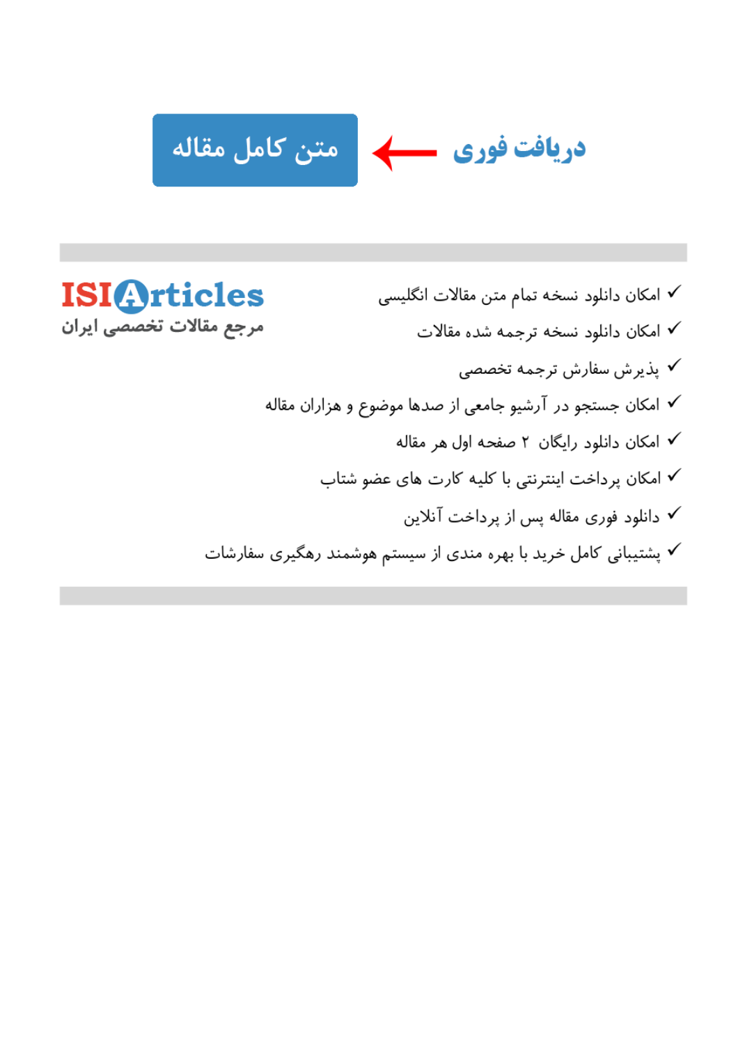دریافت فوری ← متن کامل مقاله

ISIArticles
مرجع مقالات تخصصی ایران

- ✓ امکان دانلود نسخه تمام متن مقالات انگلیسی
- ✓ امکان دانلود نسخه ترجمه شده مقالات
- ✓ پذیرش سفارش ترجمه تخصصی
- ✓ امکان جستجو در آرشیو جامعی از صدها موضوع و هزاران مقاله
- ✓ امکان دانلود رایگان ۲ صفحه اول هر مقاله
- ✓ امکان پرداخت اینترنتی با کلیه کارت های عضو شتاب
- ✓ دانلود فوری مقاله پس از پرداخت آنلاین
- ✓ پشتیبانی کامل خرید با بهره مندی از سیستم هوشمند رهگیری سفارشات